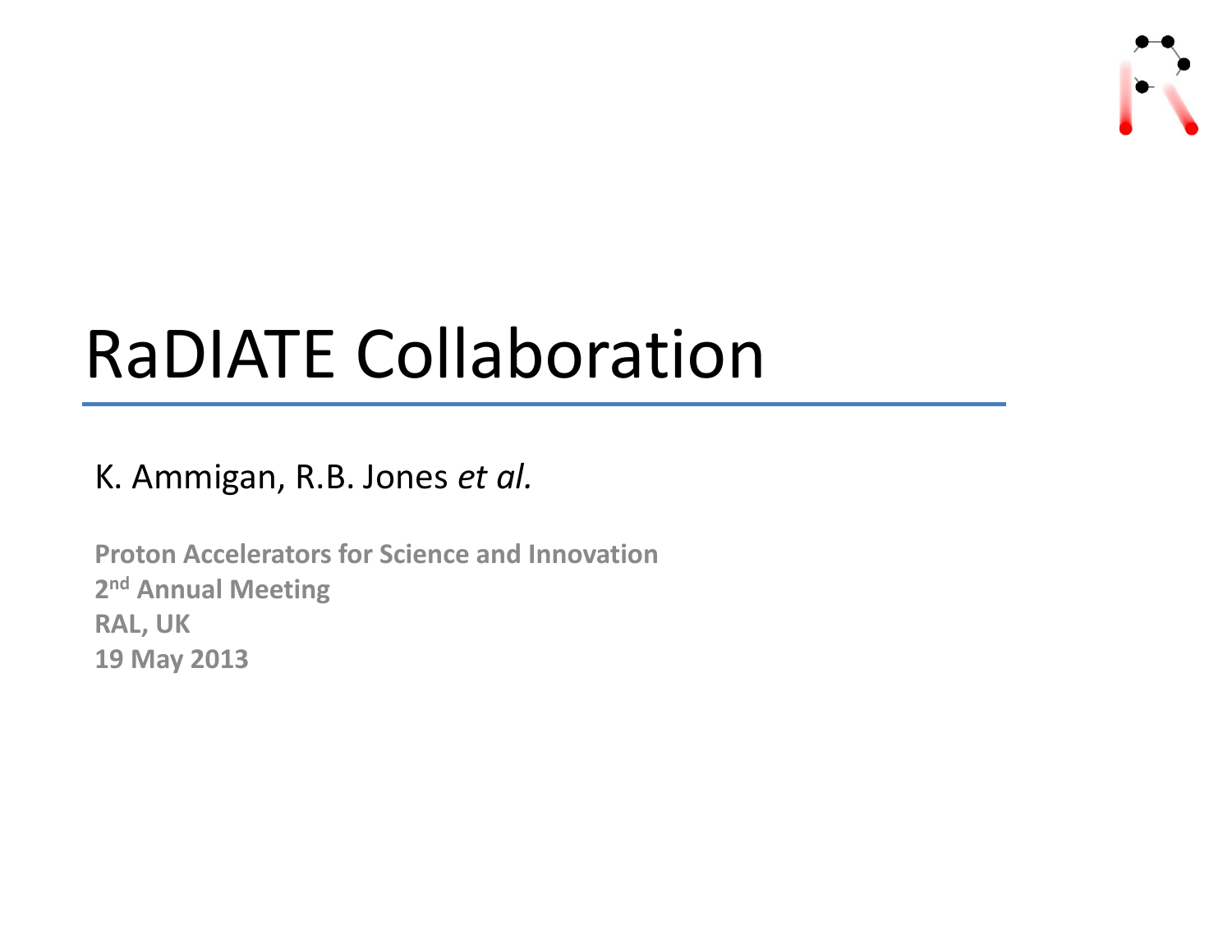# RaDIATE Collaboration

K. Ammigan, R.B. Jones *et al.*

**Proton Accelerators for Science and Innovation**
**2nd Annual Meeting**
**RAL, UK**
**19 May 2013**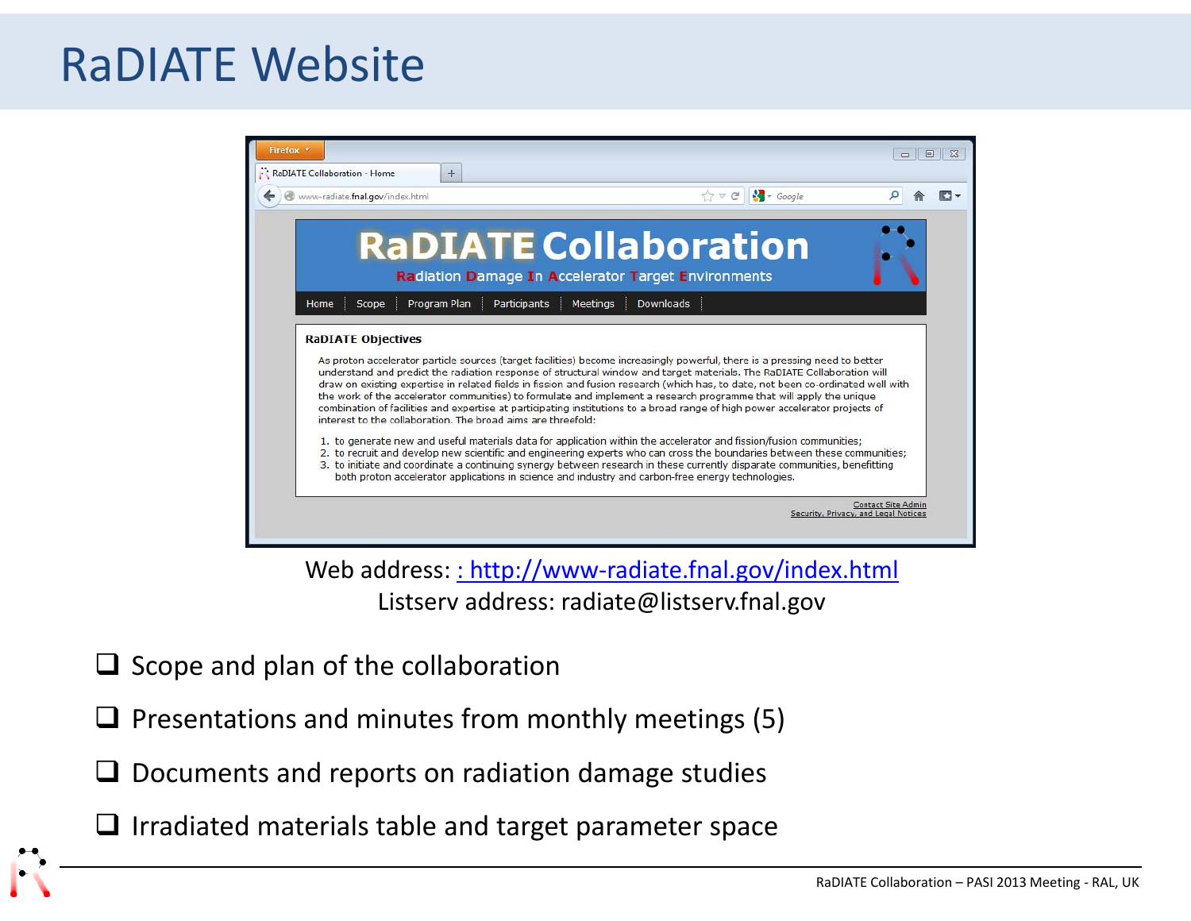# RaDIATE Website

RaDIATE Collaboration

Radiation Damage In Accelerator Target Environments

Home | Scope | Program Plan | Participants | Meetings | Downloads

**RaDIATE Objectives**

As proton accelerator particle sources (target facilities) become increasingly powerful, there is a pressing need to better understand and predict the radiation response of structural window and target materials. The RaDIATE Collaboration will draw on existing expertise in related fields in fission and fusion research (which has, to date, not been co-ordinated well with the work of the accelerator communities) to formulate and implement a research programme that will apply the unique combination of facilities and expertise at participating institutions to a broad range of high power accelerator projects of interest to the collaboration. The broad aims are threefold:

1. to generate new and useful materials data for application within the accelerator and fission/fusion communities;
2. to recruit and develop new scientific and engineering experts who can cross the boundaries between these communities;
3. to initiate and coordinate a continuing synergy between research in these currently disparate communities, benefitting both proton accelerator applications in science and industry and carbon-free energy technologies.

Contact Site Admin
Security, Privacy, and Legal Notices

Web address: [: http://www-radiate.fnal.gov/index.html](http://www-radiate.fnal.gov/index.html)
Listserv address: radiate@listserv.fnal.gov

- Scope and plan of the collaboration
- Presentations and minutes from monthly meetings (5)
- Documents and reports on radiation damage studies
- Irradiated materials table and target parameter space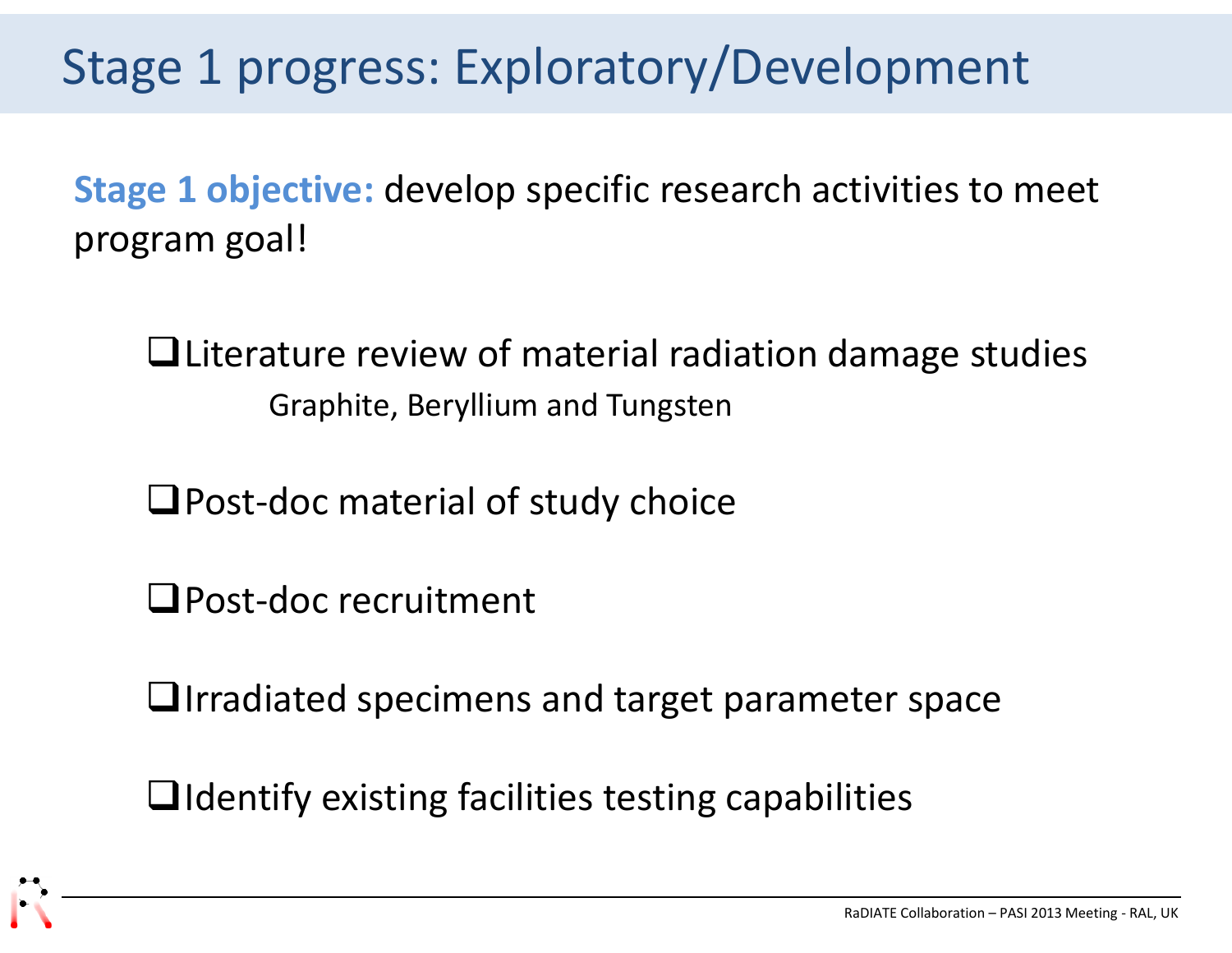# Stage 1 progress: Exploratory/Development

**Stage 1 objective:** develop specific research activities to meet program goal!

- ❑ Literature review of material radiation damage studies
  - Graphite, Beryllium and Tungsten
- ❑ Post-doc material of study choice
- ❑ Post-doc recruitment
- ❑ Irradiated specimens and target parameter space
- ❑ Identify existing facilities testing capabilities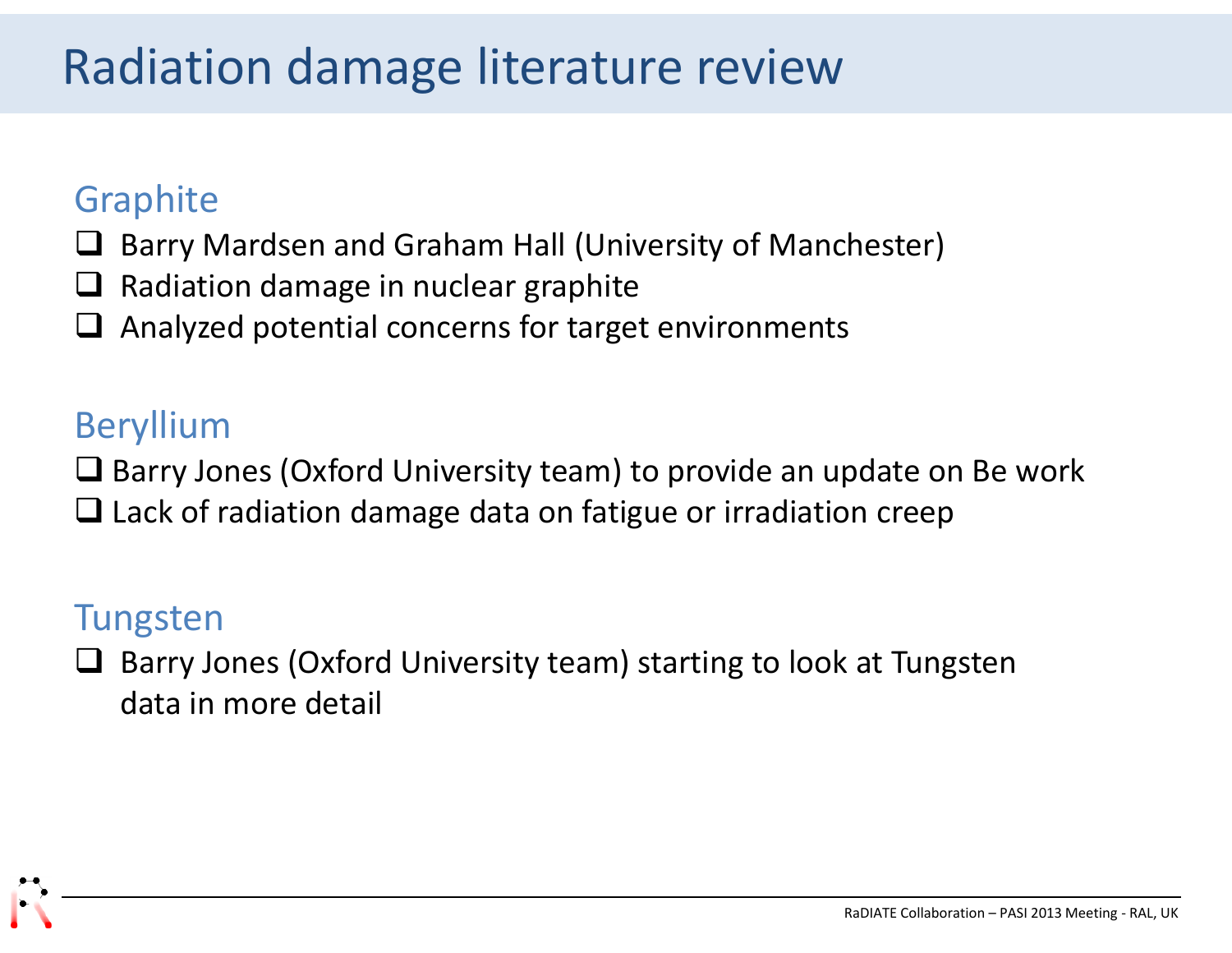# Radiation damage literature review

## Graphite

- Barry Mardsen and Graham Hall (University of Manchester)
- Radiation damage in nuclear graphite
- Analyzed potential concerns for target environments

## Beryllium

- Barry Jones (Oxford University team) to provide an update on Be work
- Lack of radiation damage data on fatigue or irradiation creep

## Tungsten

- Barry Jones (Oxford University team) starting to look at Tungsten data in more detail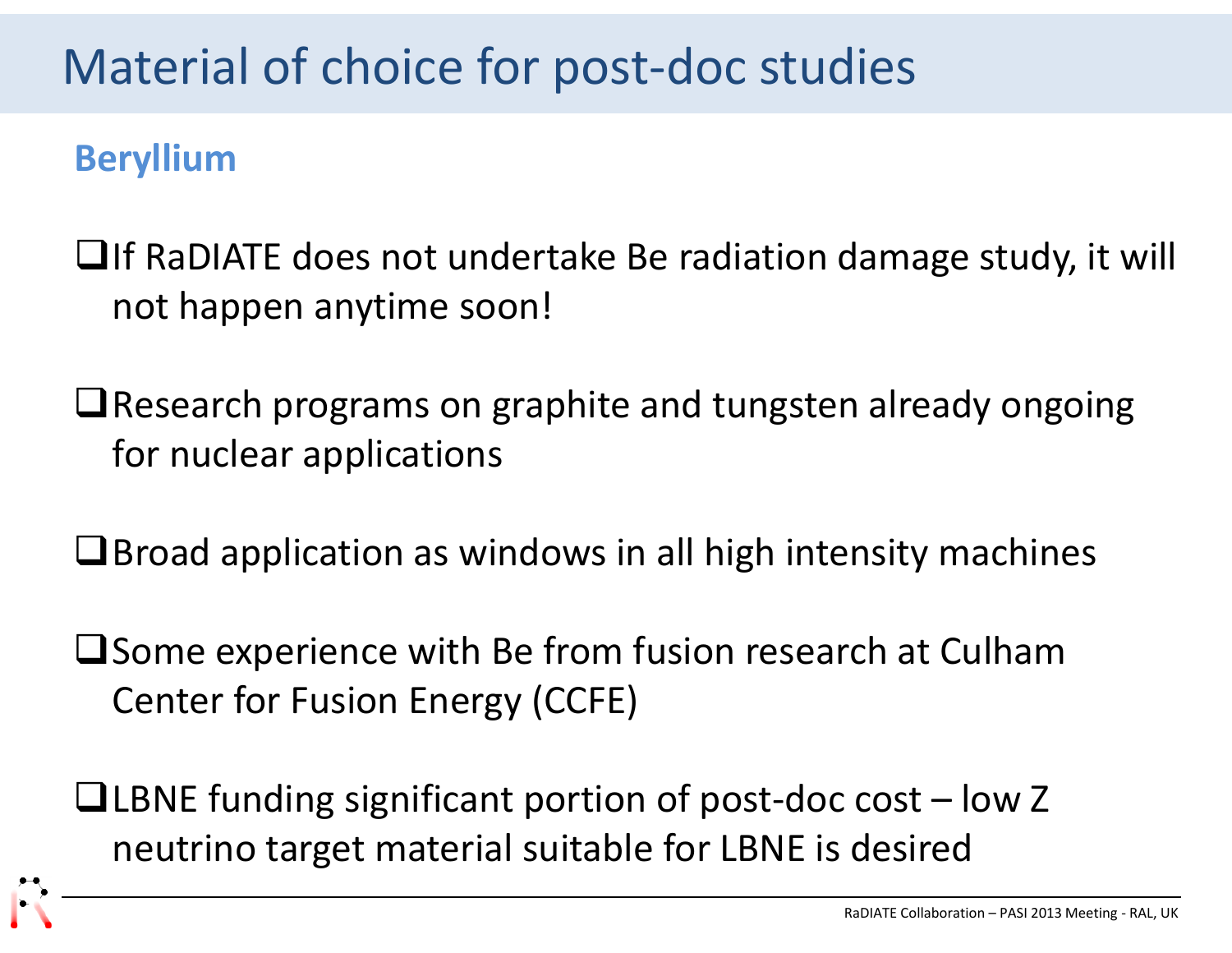# Material of choice for post-doc studies

## Beryllium

- If RaDIATE does not undertake Be radiation damage study, it will not happen anytime soon!
- Research programs on graphite and tungsten already ongoing for nuclear applications
- Broad application as windows in all high intensity machines
- Some experience with Be from fusion research at Culham Center for Fusion Energy (CCFE)
- LBNE funding significant portion of post-doc cost – low Z neutrino target material suitable for LBNE is desired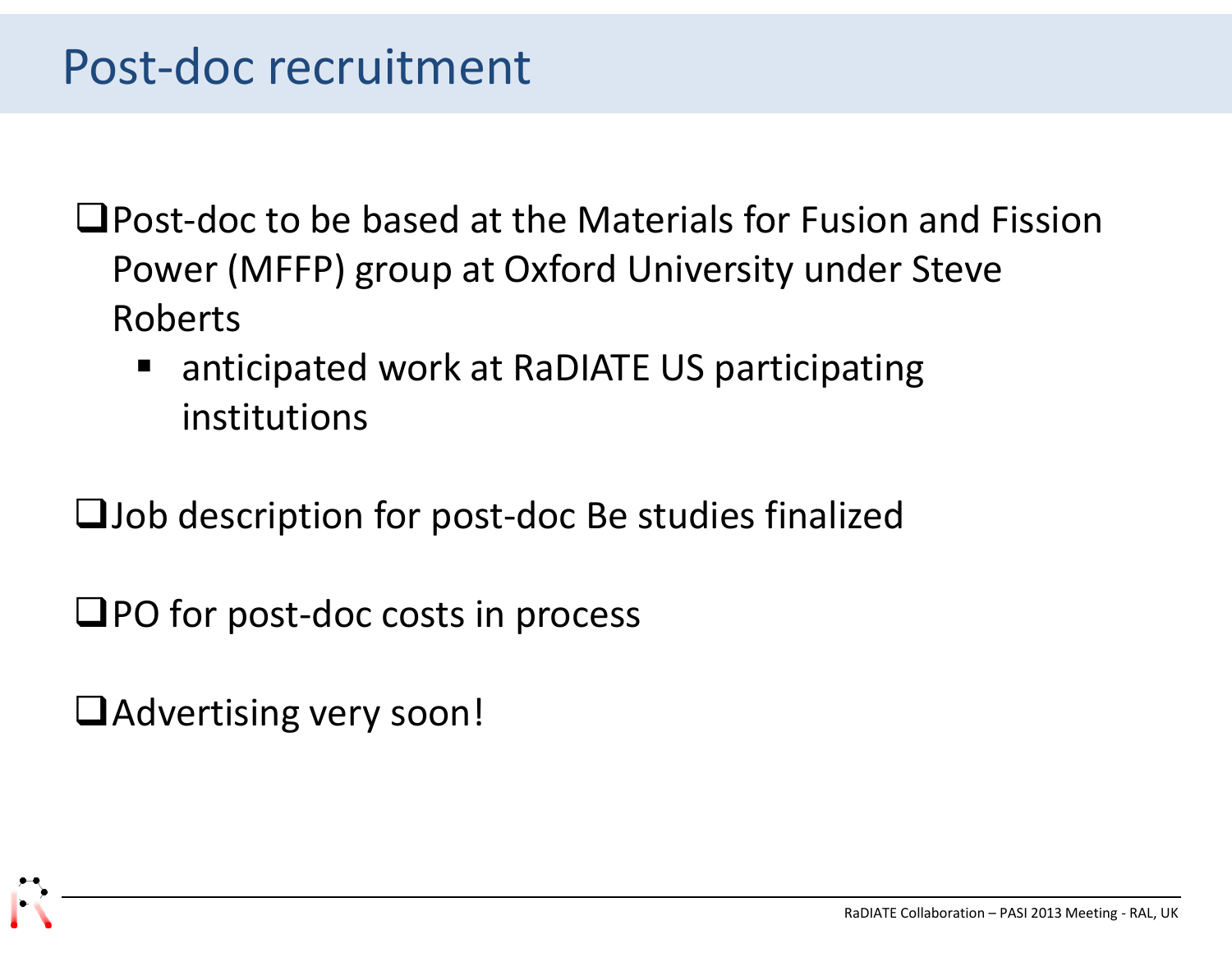# Post-doc recruitment

- Post-doc to be based at the Materials for Fusion and Fission Power (MFFP) group at Oxford University under Steve Roberts
  - anticipated work at RaDIATE US participating institutions
- Job description for post-doc Be studies finalized
- PO for post-doc costs in process
- Advertising very soon!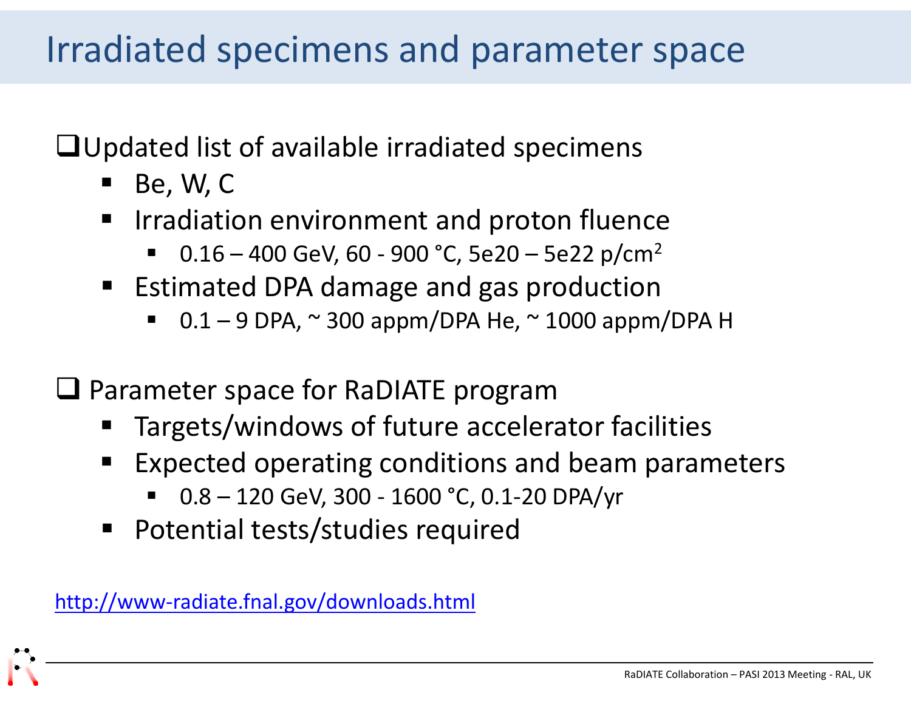# Irradiated specimens and parameter space

- Updated list of available irradiated specimens
  - Be, W, C
  - Irradiation environment and proton fluence
    - 0.16 – 400 GeV, 60 - 900 °C, 5e20 – 5e22 p/cm$^2$
  - Estimated DPA damage and gas production
    - 0.1 – 9 DPA, ~ 300 appm/DPA He, ~ 1000 appm/DPA H

- Parameter space for RaDIATE program
  - Targets/windows of future accelerator facilities
  - Expected operating conditions and beam parameters
    - 0.8 – 120 GeV, 300 - 1600 °C, 0.1-20 DPA/yr
  - Potential tests/studies required

http://www-radiate.fnal.gov/downloads.html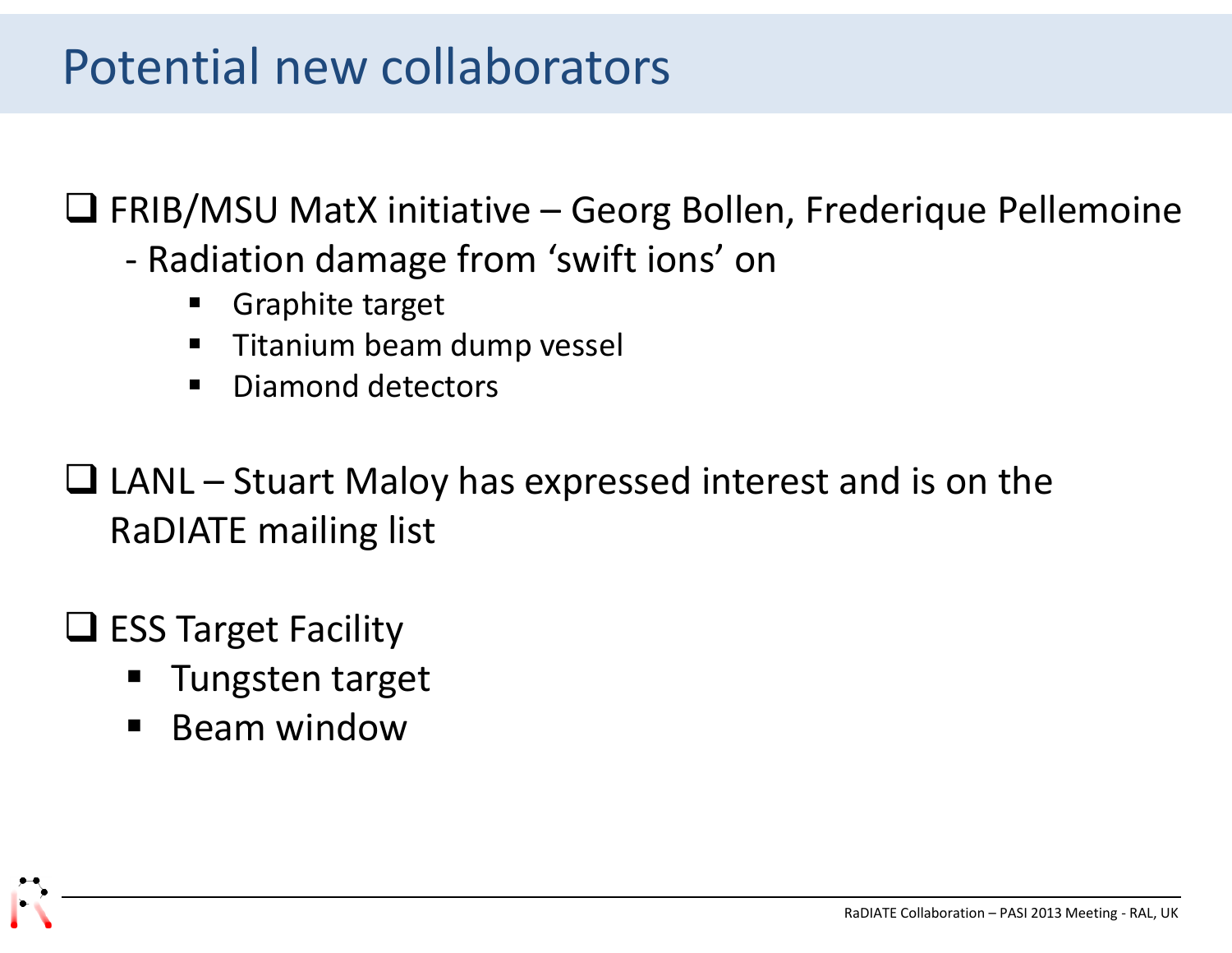# Potential new collaborators

- FRIB/MSU MatX initiative – Georg Bollen, Frederique Pellemoine
  - Radiation damage from ‘swift ions’ on
    - Graphite target
    - Titanium beam dump vessel
    - Diamond detectors
- LANL – Stuart Maloy has expressed interest and is on the RaDIATE mailing list
- ESS Target Facility
  - Tungsten target
  - Beam window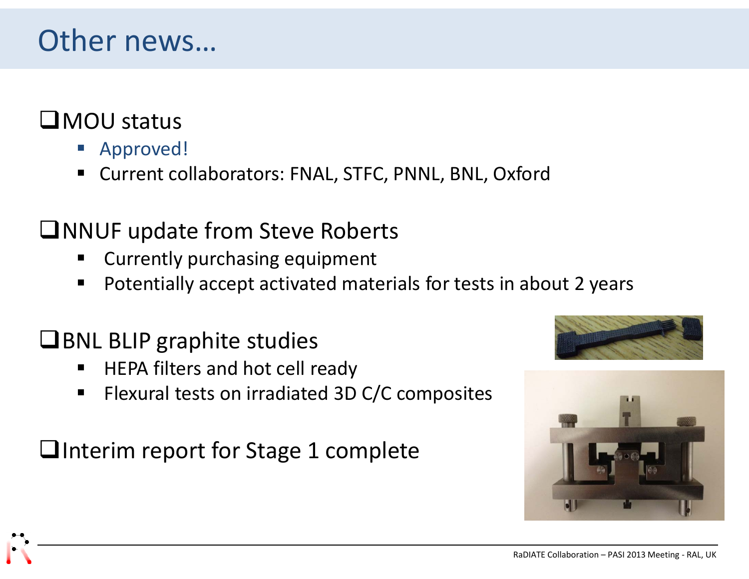# Other news…

- MOU status
  - Approved!
  - Current collaborators: FNAL, STFC, PNNL, BNL, Oxford

- NNUF update from Steve Roberts
  - Currently purchasing equipment
  - Potentially accept activated materials for tests in about 2 years

- BNL BLIP graphite studies
  - HEPA filters and hot cell ready
  - Flexural tests on irradiated 3D C/C composites

- Interim report for Stage 1 complete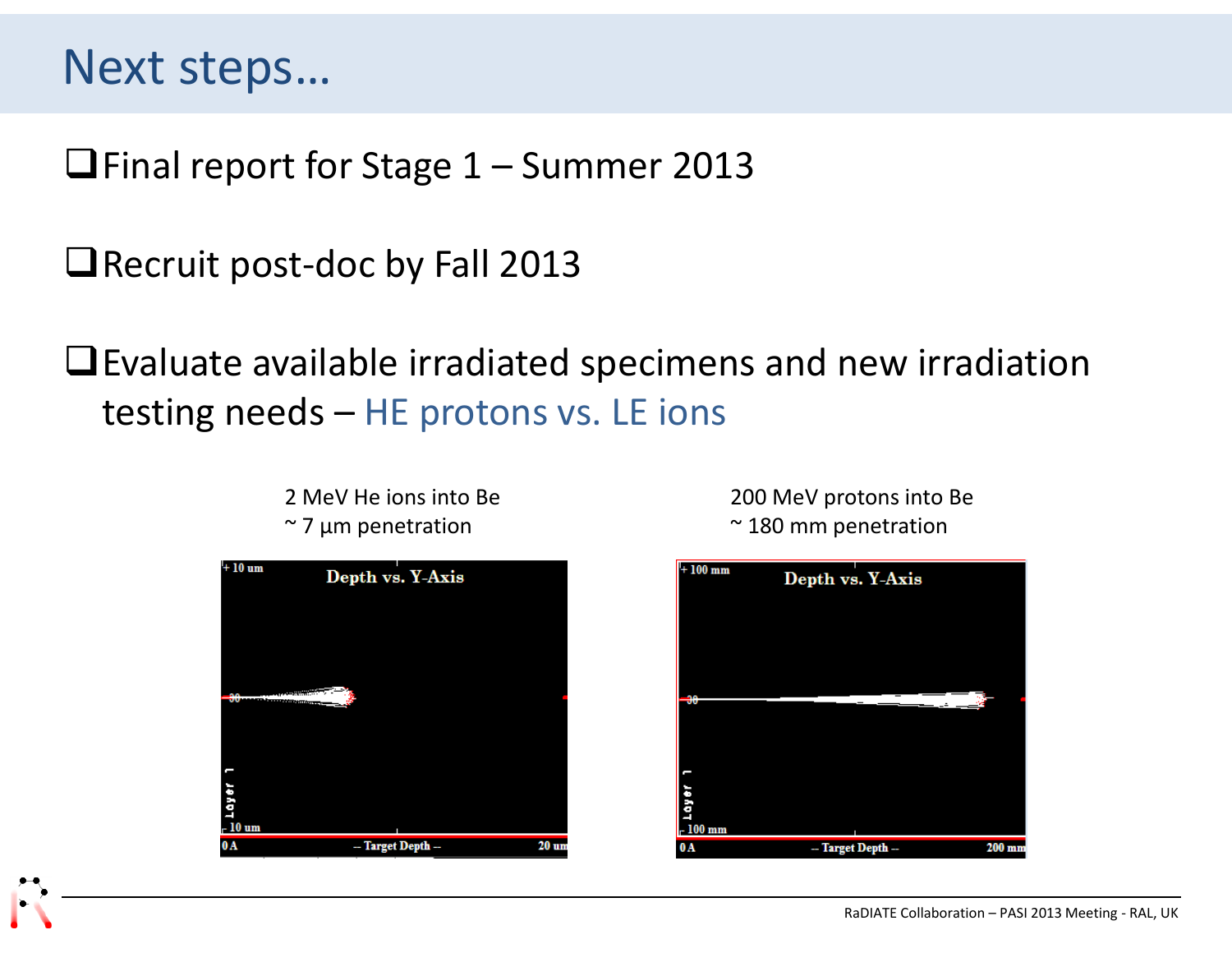# Next steps…

- Final report for Stage 1 – Summer 2013
- Recruit post-doc by Fall 2013
- Evaluate available irradiated specimens and new irradiation testing needs – HE protons vs. LE ions

2 MeV He ions into Be
~ 7 μm penetration

200 MeV protons into Be
~ 180 mm penetration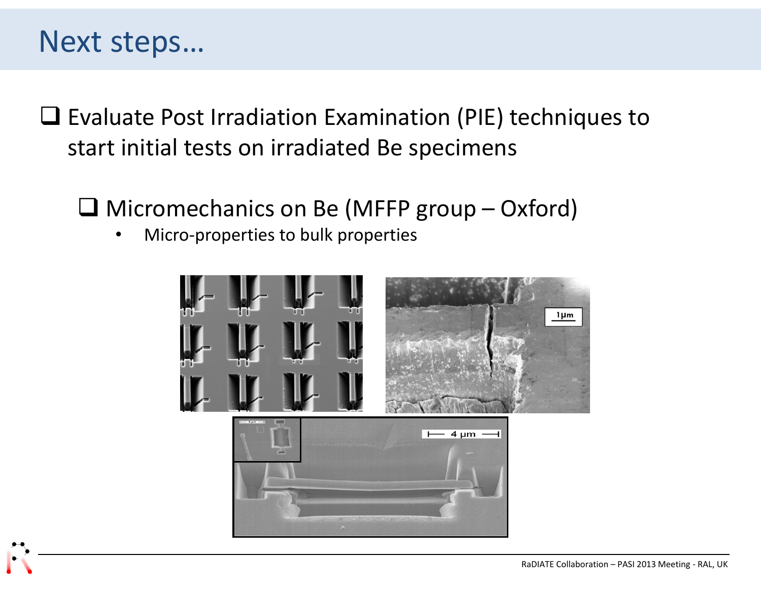# Next steps…

- ❑ Evaluate Post Irradiation Examination (PIE) techniques to start initial tests on irradiated Be specimens

  - ❑ Micromechanics on Be (MFFP group – Oxford)
    - Micro-properties to bulk properties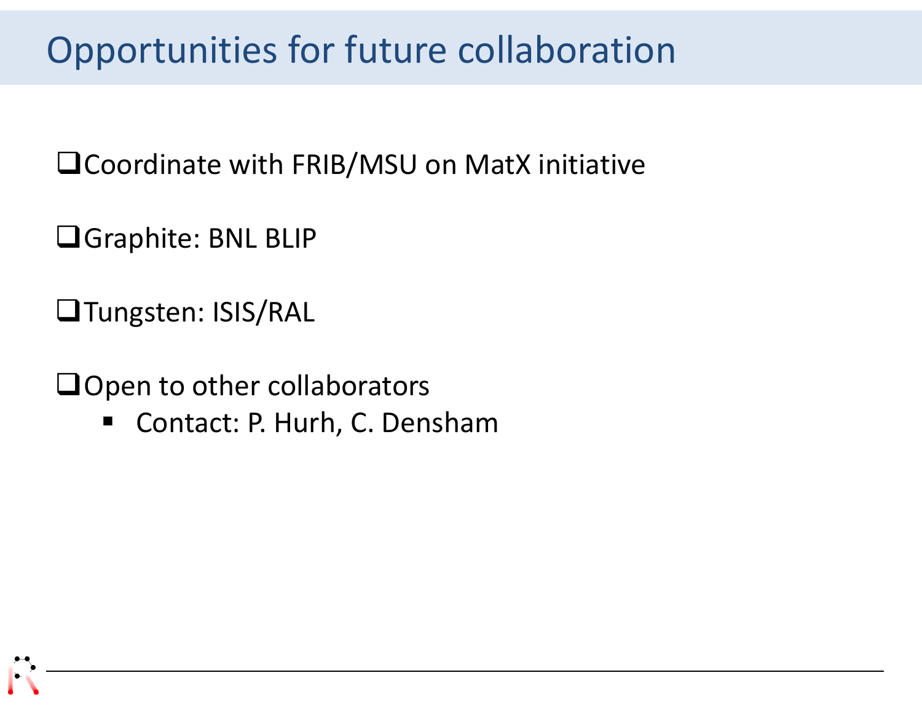# Opportunities for future collaboration

- Coordinate with FRIB/MSU on MatX initiative
- Graphite: BNL BLIP
- Tungsten: ISIS/RAL
- Open to other collaborators
  - Contact: P. Hurh, C. Densham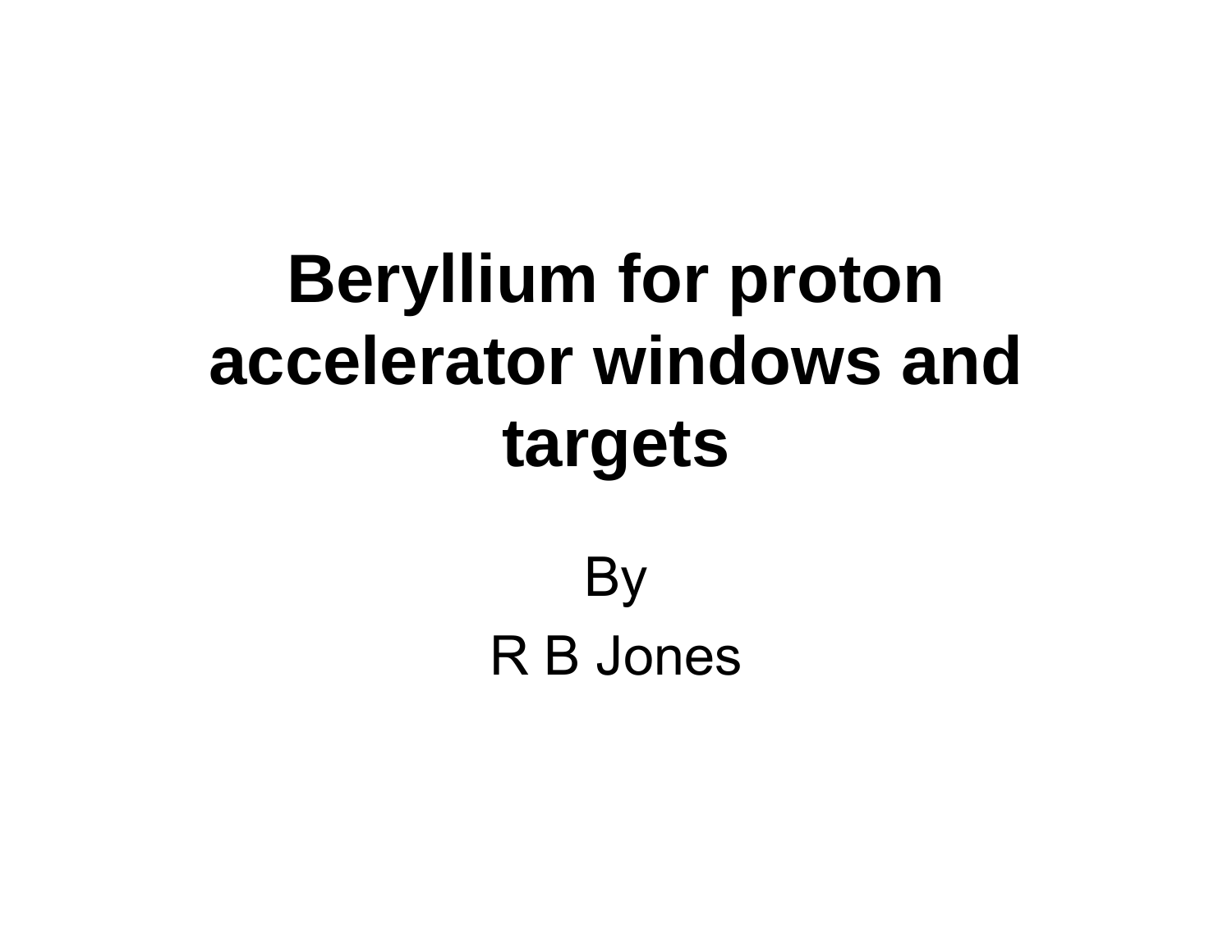# Beryllium for proton accelerator windows and targets

By

R B Jones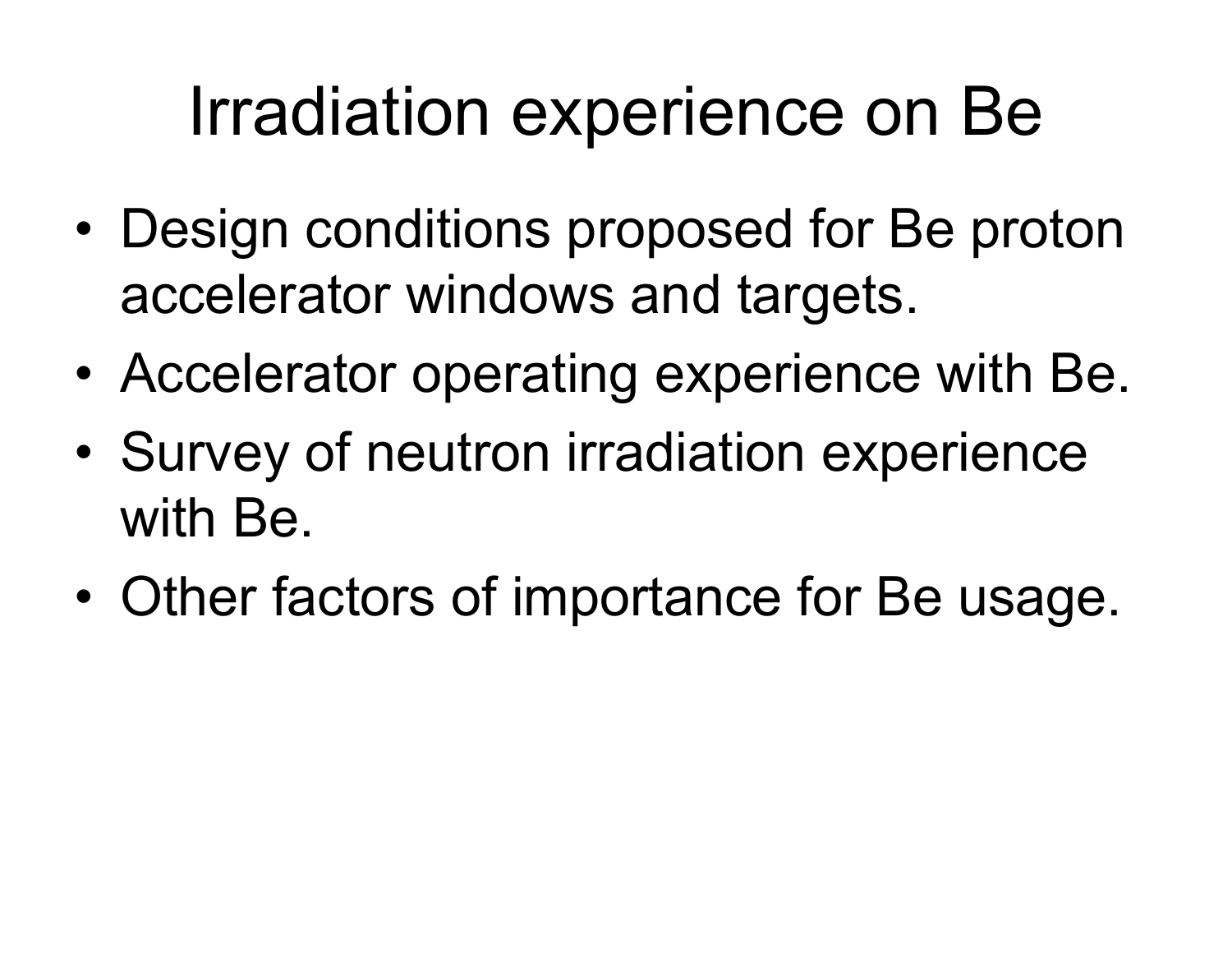# Irradiation experience on Be

- Design conditions proposed for Be proton accelerator windows and targets.
- Accelerator operating experience with Be.
- Survey of neutron irradiation experience with Be.
- Other factors of importance for Be usage.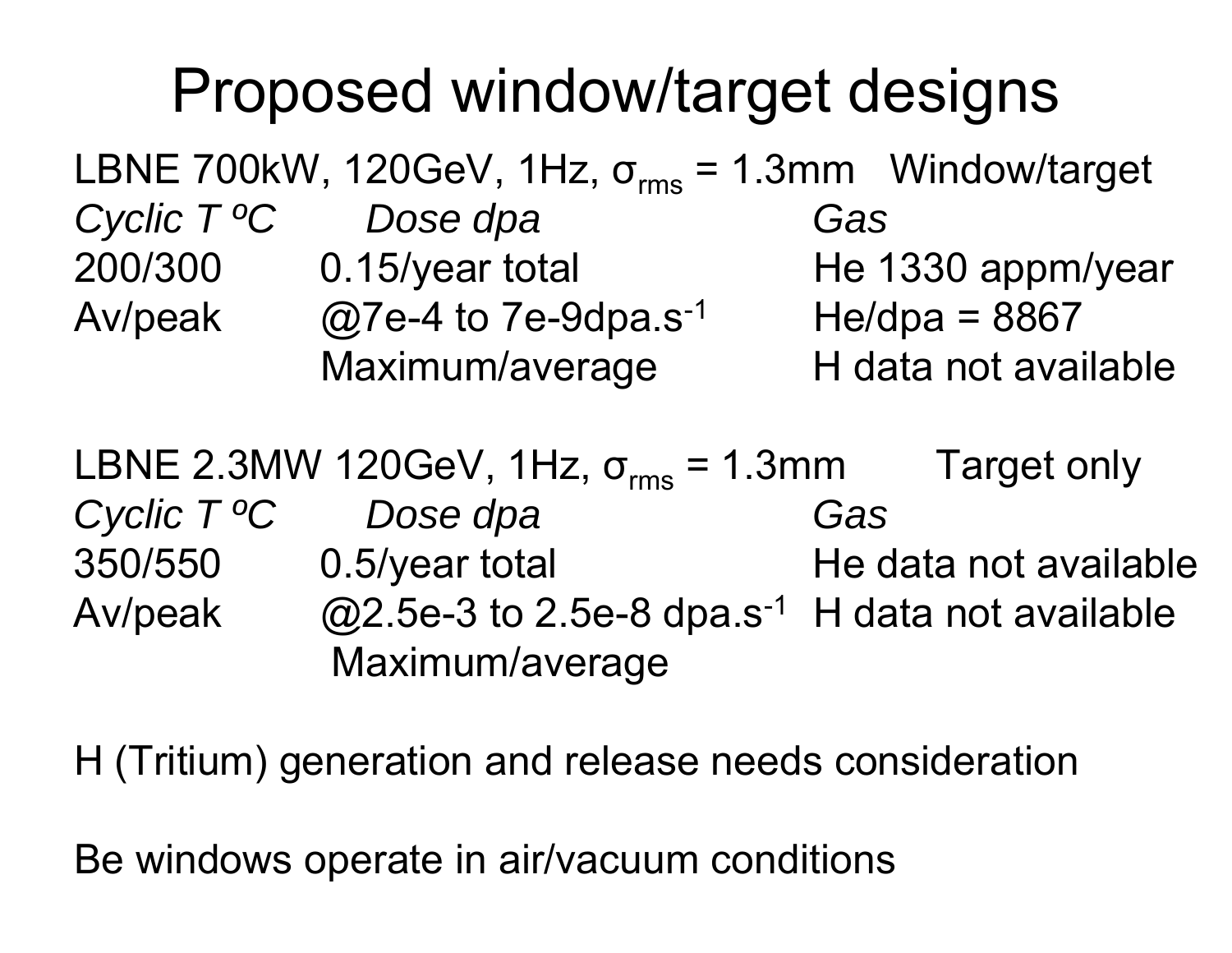# Proposed window/target designs

LBNE 700kW, 120GeV, 1Hz, $\sigma_{rms}$ = 1.3mm Window/target

| *Cyclic T ºC* | *Dose dpa* | *Gas* |
|---|---|---|
| 200/300 | 0.15/year total | He 1330 appm/year |
| Av/peak | @7e-4 to 7e-9dpa.s$^{-1}$ | He/dpa = 8867 |
| | Maximum/average | H data not available |

LBNE 2.3MW 120GeV, 1Hz, $\sigma_{rms}$ = 1.3mm Target only

| *Cyclic T ºC* | *Dose dpa* | *Gas* |
|---|---|---|
| 350/550 | 0.5/year total | He data not available |
| Av/peak | @2.5e-3 to 2.5e-8 dpa.s$^{-1}$ | H data not available |
| | Maximum/average | |

H (Tritium) generation and release needs consideration

Be windows operate in air/vacuum conditions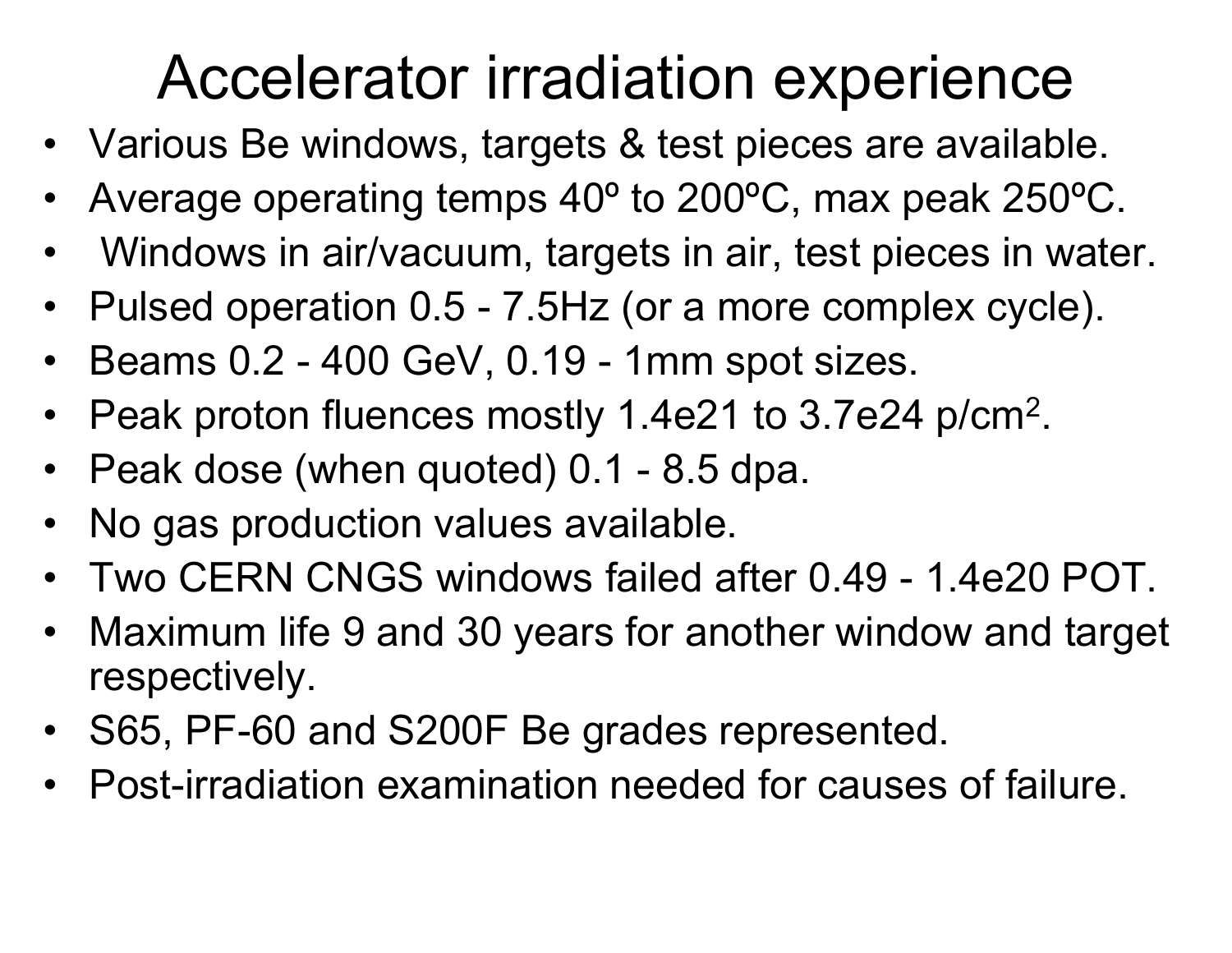# Accelerator irradiation experience

- Various Be windows, targets & test pieces are available.
- Average operating temps 40º to 200ºC, max peak 250ºC.
- Windows in air/vacuum, targets in air, test pieces in water.
- Pulsed operation 0.5 - 7.5Hz (or a more complex cycle).
- Beams 0.2 - 400 GeV, 0.19 - 1mm spot sizes.
- Peak proton fluences mostly 1.4e21 to 3.7e24 p/cm$^2$.
- Peak dose (when quoted) 0.1 - 8.5 dpa.
- No gas production values available.
- Two CERN CNGS windows failed after 0.49 - 1.4e20 POT.
- Maximum life 9 and 30 years for another window and target respectively.
- S65, PF-60 and S200F Be grades represented.
- Post-irradiation examination needed for causes of failure.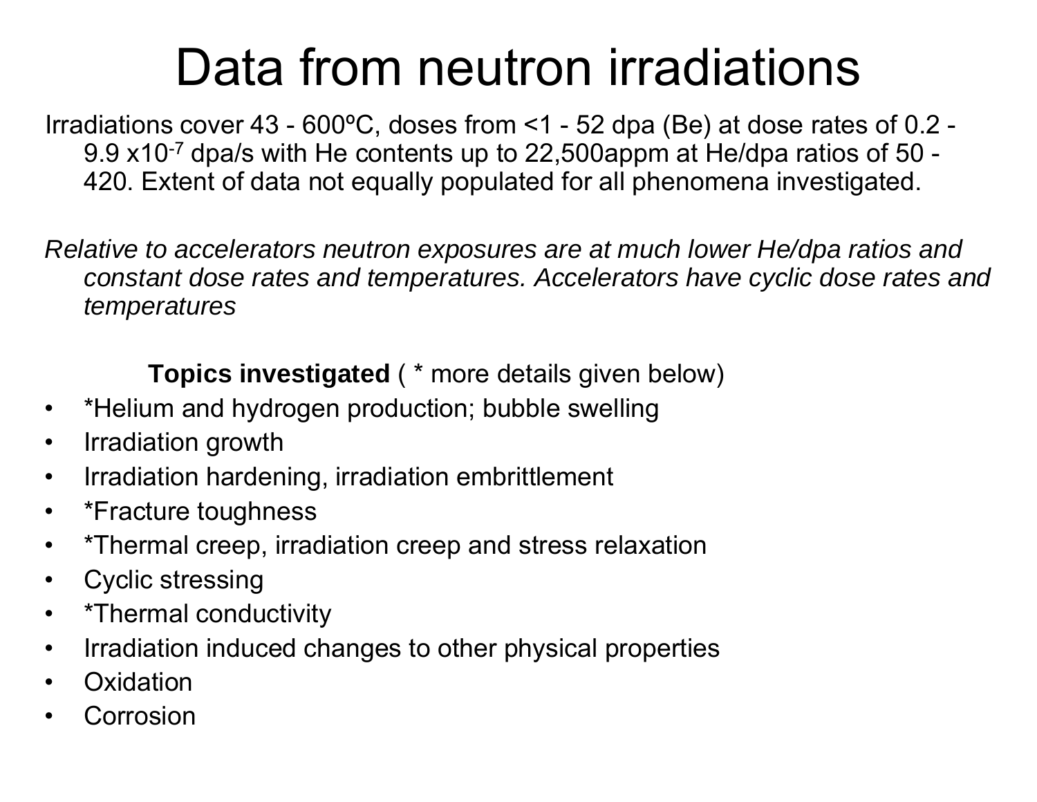# Data from neutron irradiations

Irradiations cover 43 - 600ºC, doses from <1 - 52 dpa (Be) at dose rates of 0.2 - 9.9 x$10^{-7}$ dpa/s with He contents up to 22,500appm at He/dpa ratios of 50 - 420. Extent of data not equally populated for all phenomena investigated.

*Relative to accelerators neutron exposures are at much lower He/dpa ratios and constant dose rates and temperatures. Accelerators have cyclic dose rates and temperatures*

**Topics investigated** ( * more details given below)

- *Helium and hydrogen production; bubble swelling
- Irradiation growth
- Irradiation hardening, irradiation embrittlement
- *Fracture toughness
- *Thermal creep, irradiation creep and stress relaxation
- Cyclic stressing
- *Thermal conductivity
- Irradiation induced changes to other physical properties
- Oxidation
- Corrosion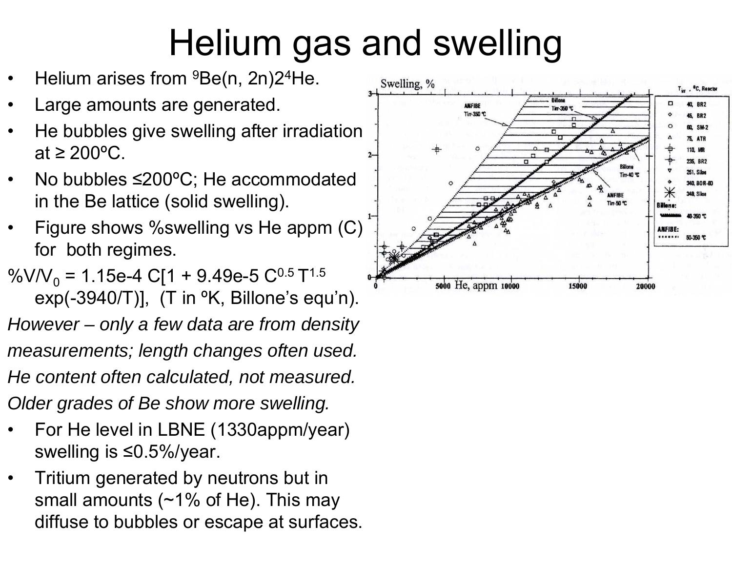# Helium gas and swelling

- Helium arises from $^{9}Be(n, 2n)2^{4}He$.
- Large amounts are generated.
- He bubbles give swelling after irradiation at ≥ 200ºC.
- No bubbles ≤200ºC; He accommodated in the Be lattice (solid swelling).
- Figure shows %swelling vs He appm (C) for both regimes.

$\%V/V_0 = 1.15e\text{-}4\ C[1 + 9.49e\text{-}5\ C^{0.5}\ T^{1.5}\ \exp(-3940/T)]$, (T in ºK, Billone's equ'n).

*However – only a few data are from density measurements; length changes often used.*

*He content often calculated, not measured.*

*Older grades of Be show more swelling.*

- For He level in LBNE (1330appm/year) swelling is ≤0.5%/year.
- Tritium generated by neutrons but in small amounts (~1% of He). This may diffuse to bubbles or escape at surfaces.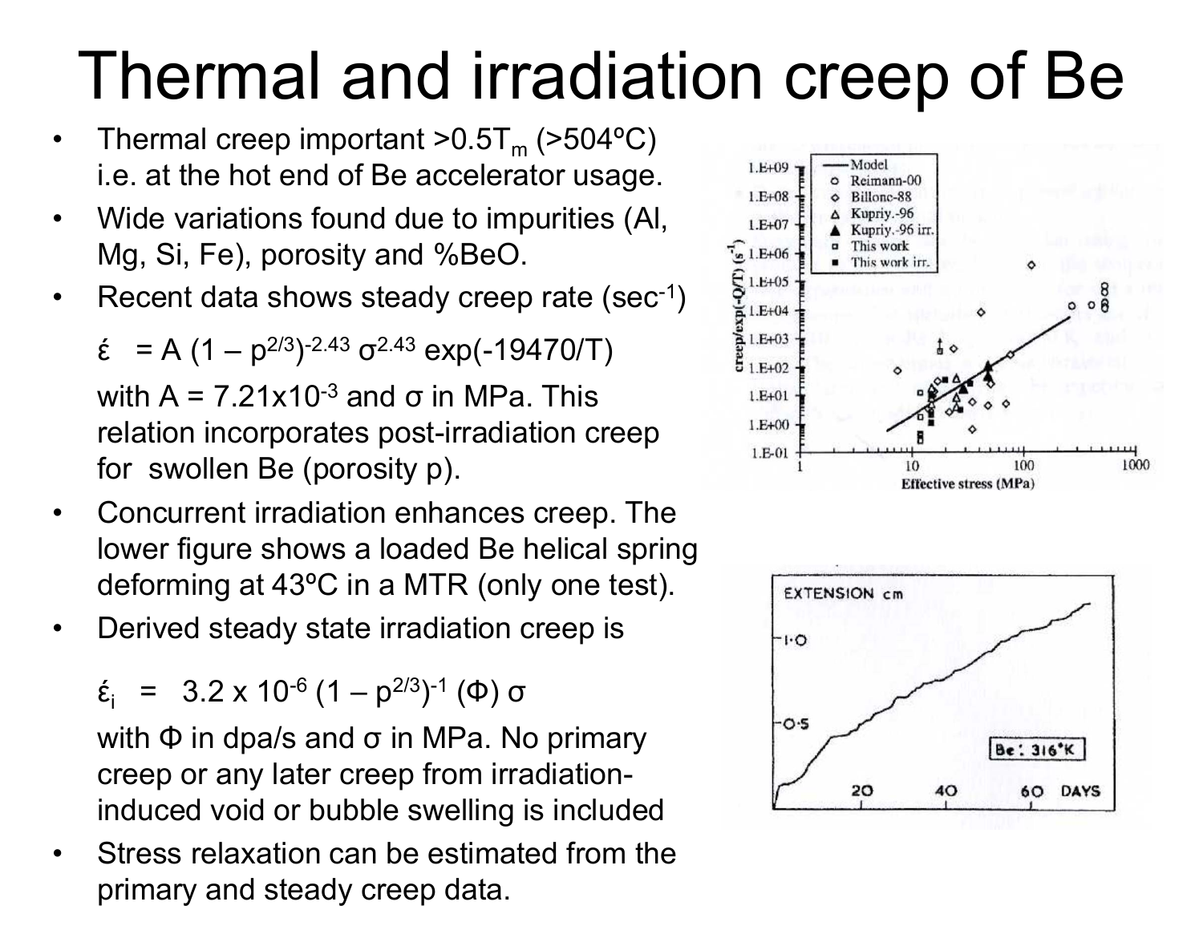# Thermal and irradiation creep of Be

- Thermal creep important $>0.5T_m$ ($>504$ºC) i.e. at the hot end of Be accelerator usage.
- Wide variations found due to impurities (Al, Mg, Si, Fe), porosity and %BeO.
- Recent data shows steady creep rate ($\text{sec}^{-1}$)

  $$\acute{\varepsilon} = A\,(1 - p^{2/3})^{-2.43}\,\sigma^{2.43}\exp(-19470/T)$$

  with $A = 7.21 \times 10^{-3}$ and $\sigma$ in MPa. This relation incorporates post-irradiation creep for swollen Be (porosity p).
- Concurrent irradiation enhances creep. The lower figure shows a loaded Be helical spring deforming at 43ºC in a MTR (only one test).
- Derived steady state irradiation creep is

  $$\acute{\varepsilon}_i = 3.2 \times 10^{-6}\,(1 - p^{2/3})^{-1}\,(\Phi)\,\sigma$$

  with $\Phi$ in dpa/s and $\sigma$ in MPa. No primary creep or any later creep from irradiation-induced void or bubble swelling is included
- Stress relaxation can be estimated from the primary and steady creep data.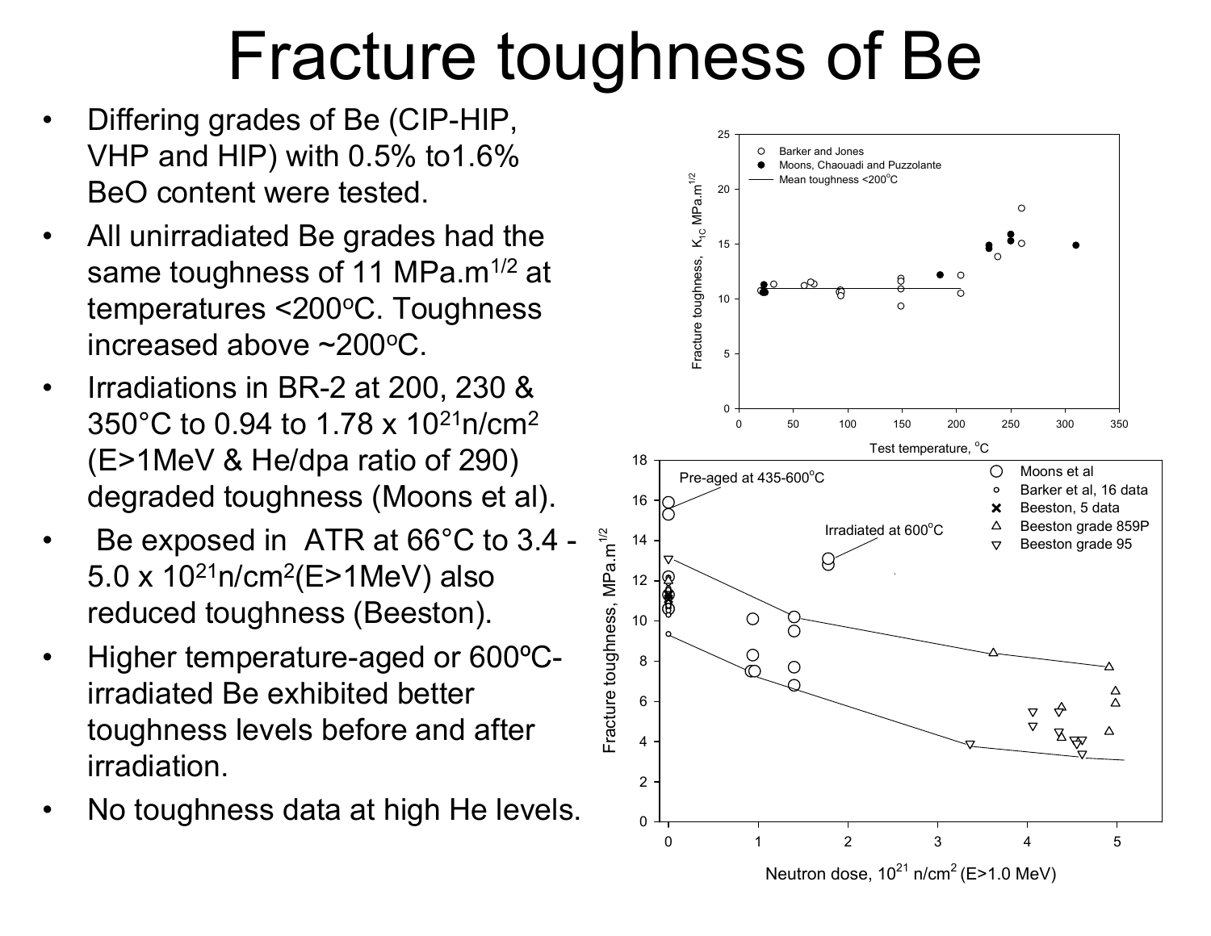# Fracture toughness of Be

- Differing grades of Be (CIP-HIP, VHP and HIP) with 0.5% to1.6% BeO content were tested.
- All unirradiated Be grades had the same toughness of 11 $MPa.m^{1/2}$ at temperatures <200°C. Toughness increased above ~200°C.
- Irradiations in BR-2 at 200, 230 & 350°C to 0.94 to 1.78 x $10^{21}$ $n/cm^2$ (E>1MeV & He/dpa ratio of 290) degraded toughness (Moons et al).
- Be exposed in ATR at 66°C to 3.4 - 5.0 x $10^{21}$ $n/cm^2$(E>1MeV) also reduced toughness (Beeston).
- Higher temperature-aged or 600ºC-irradiated Be exhibited better toughness levels before and after irradiation.
- No toughness data at high He levels.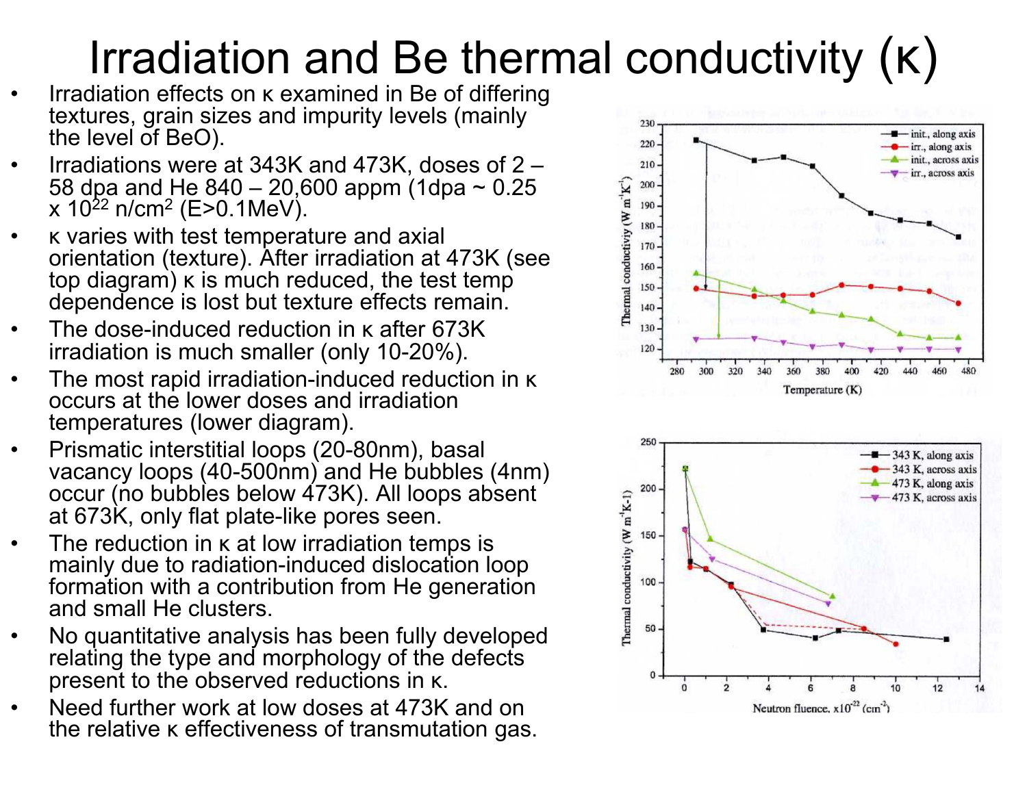# Irradiation and Be thermal conductivity (κ)

- Irradiation effects on κ examined in Be of differing textures, grain sizes and impurity levels (mainly the level of BeO).
- Irradiations were at 343K and 473K, doses of 2 – 58 dpa and He 840 – 20,600 appm (1dpa ~ 0.25 x $10^{22}$ n/cm$^2$ (E>0.1MeV).
- κ varies with test temperature and axial orientation (texture). After irradiation at 473K (see top diagram) κ is much reduced, the test temp dependence is lost but texture effects remain.
- The dose-induced reduction in κ after 673K irradiation is much smaller (only 10-20%).
- The most rapid irradiation-induced reduction in κ occurs at the lower doses and irradiation temperatures (lower diagram).
- Prismatic interstitial loops (20-80nm), basal vacancy loops (40-500nm) and He bubbles (4nm) occur (no bubbles below 473K). All loops absent at 673K, only flat plate-like pores seen.
- The reduction in κ at low irradiation temps is mainly due to radiation-induced dislocation loop formation with a contribution from He generation and small He clusters.
- No quantitative analysis has been fully developed relating the type and morphology of the defects present to the observed reductions in κ.
- Need further work at low doses at 473K and on the relative κ effectiveness of transmutation gas.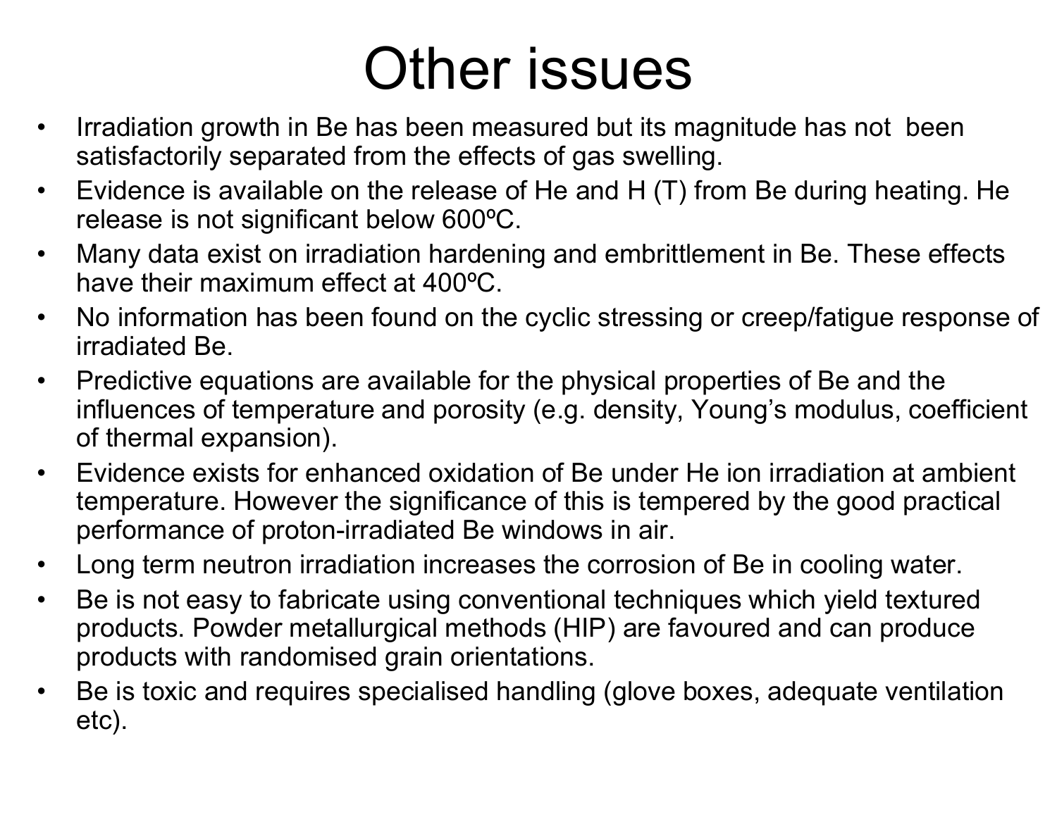# Other issues

- Irradiation growth in Be has been measured but its magnitude has not been satisfactorily separated from the effects of gas swelling.
- Evidence is available on the release of He and H (T) from Be during heating. He release is not significant below 600ºC.
- Many data exist on irradiation hardening and embrittlement in Be. These effects have their maximum effect at 400ºC.
- No information has been found on the cyclic stressing or creep/fatigue response of irradiated Be.
- Predictive equations are available for the physical properties of Be and the influences of temperature and porosity (e.g. density, Young's modulus, coefficient of thermal expansion).
- Evidence exists for enhanced oxidation of Be under He ion irradiation at ambient temperature. However the significance of this is tempered by the good practical performance of proton-irradiated Be windows in air.
- Long term neutron irradiation increases the corrosion of Be in cooling water.
- Be is not easy to fabricate using conventional techniques which yield textured products. Powder metallurgical methods (HIP) are favoured and can produce products with randomised grain orientations.
- Be is toxic and requires specialised handling (glove boxes, adequate ventilation etc).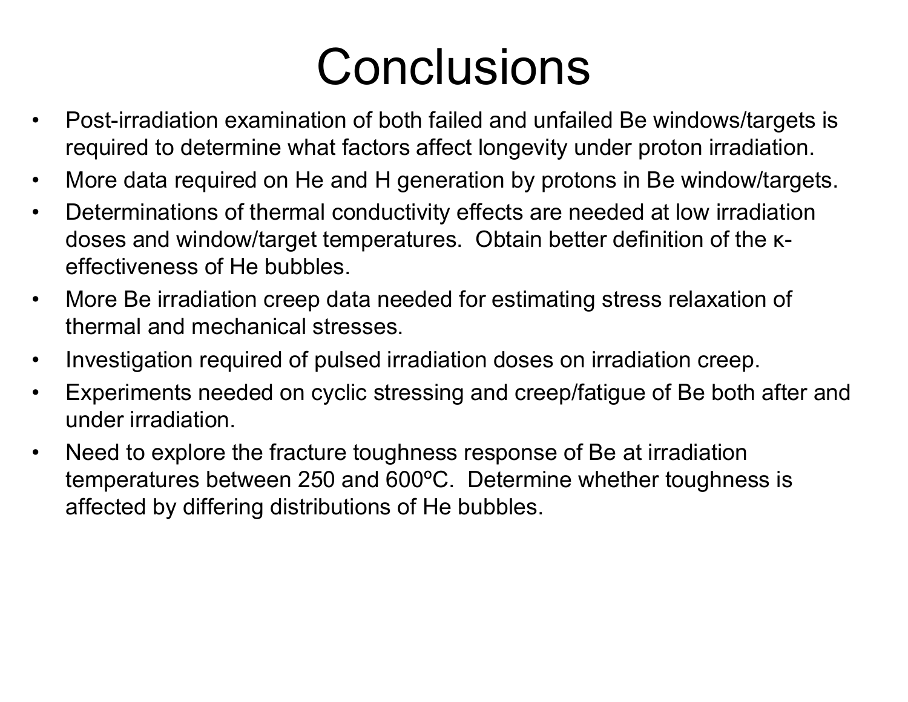# Conclusions

- Post-irradiation examination of both failed and unfailed Be windows/targets is required to determine what factors affect longevity under proton irradiation.
- More data required on He and H generation by protons in Be window/targets.
- Determinations of thermal conductivity effects are needed at low irradiation doses and window/target temperatures. Obtain better definition of the κ-effectiveness of He bubbles.
- More Be irradiation creep data needed for estimating stress relaxation of thermal and mechanical stresses.
- Investigation required of pulsed irradiation doses on irradiation creep.
- Experiments needed on cyclic stressing and creep/fatigue of Be both after and under irradiation.
- Need to explore the fracture toughness response of Be at irradiation temperatures between 250 and 600ºC. Determine whether toughness is affected by differing distributions of He bubbles.